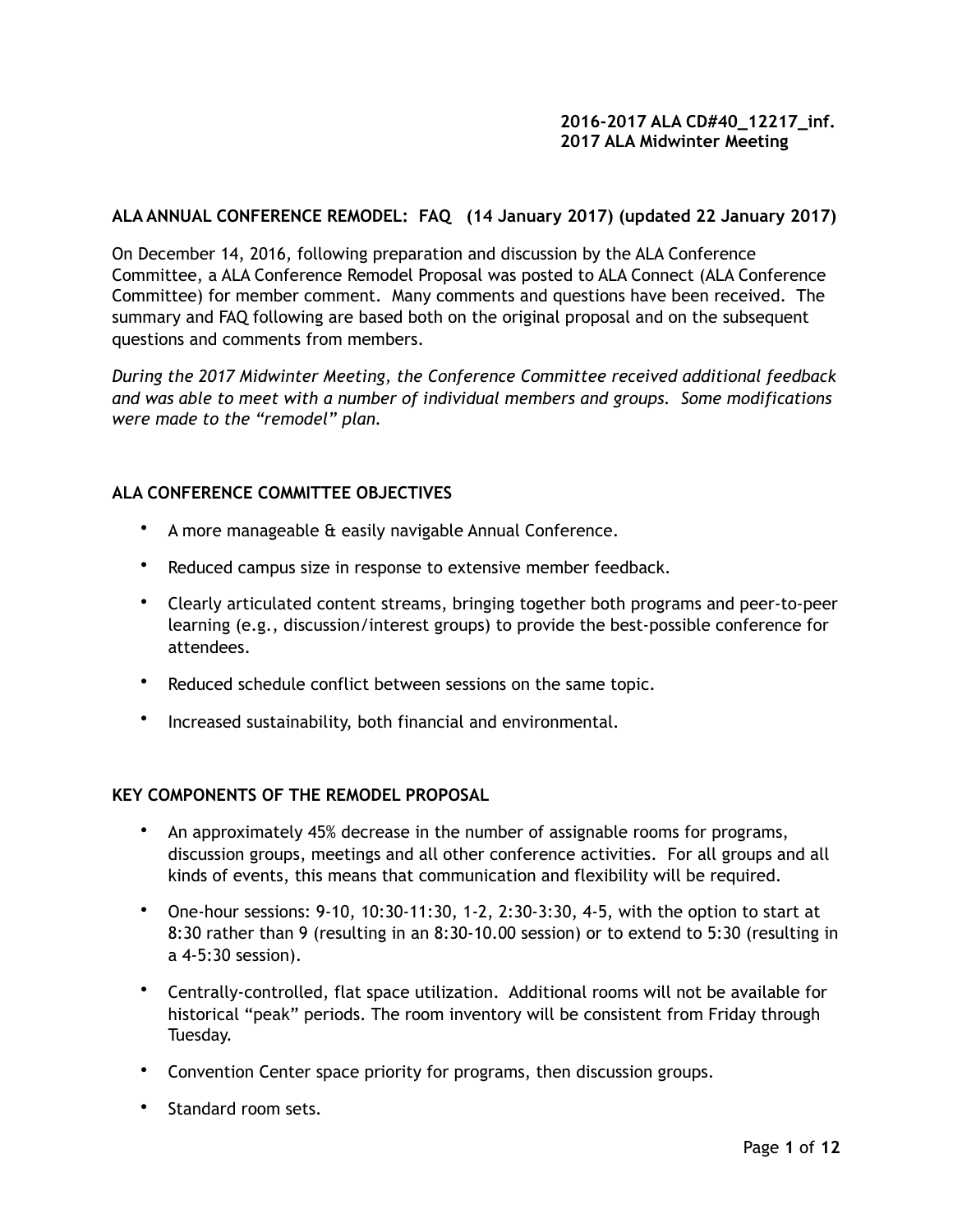**2016-2017 ALA CD#40_12217_inf.**
**2017 ALA Midwinter Meeting**

## ALA ANNUAL CONFERENCE REMODEL: FAQ (14 January 2017) (updated 22 January 2017)

On December 14, 2016, following preparation and discussion by the ALA Conference Committee, a ALA Conference Remodel Proposal was posted to ALA Connect (ALA Conference Committee) for member comment. Many comments and questions have been received. The summary and FAQ following are based both on the original proposal and on the subsequent questions and comments from members.

*During the 2017 Midwinter Meeting, the Conference Committee received additional feedback and was able to meet with a number of individual members and groups. Some modifications were made to the "remodel" plan.*

### ALA CONFERENCE COMMITTEE OBJECTIVES

- A more manageable & easily navigable Annual Conference.
- Reduced campus size in response to extensive member feedback.
- Clearly articulated content streams, bringing together both programs and peer-to-peer learning (e.g., discussion/interest groups) to provide the best-possible conference for attendees.
- Reduced schedule conflict between sessions on the same topic.
- Increased sustainability, both financial and environmental.

### KEY COMPONENTS OF THE REMODEL PROPOSAL

- An approximately 45% decrease in the number of assignable rooms for programs, discussion groups, meetings and all other conference activities. For all groups and all kinds of events, this means that communication and flexibility will be required.
- One-hour sessions: 9-10, 10:30-11:30, 1-2, 2:30-3:30, 4-5, with the option to start at 8:30 rather than 9 (resulting in an 8:30-10.00 session) or to extend to 5:30 (resulting in a 4-5:30 session).
- Centrally-controlled, flat space utilization. Additional rooms will not be available for historical "peak" periods. The room inventory will be consistent from Friday through Tuesday.
- Convention Center space priority for programs, then discussion groups.
- Standard room sets.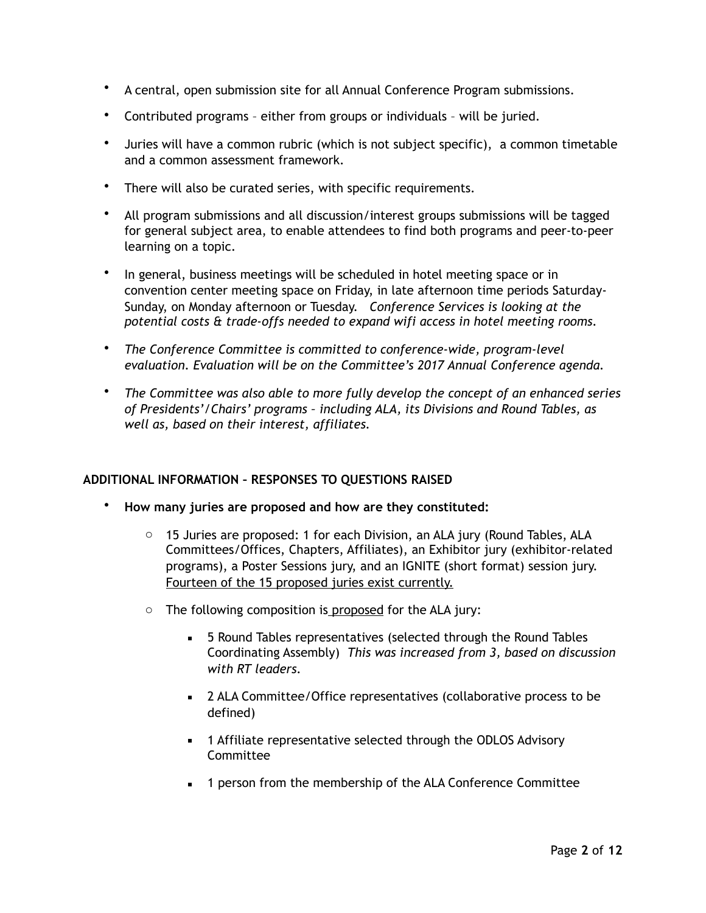- A central, open submission site for all Annual Conference Program submissions.
- Contributed programs – either from groups or individuals – will be juried.
- Juries will have a common rubric (which is not subject specific), a common timetable and a common assessment framework.
- There will also be curated series, with specific requirements.
- All program submissions and all discussion/interest groups submissions will be tagged for general subject area, to enable attendees to find both programs and peer-to-peer learning on a topic.
- In general, business meetings will be scheduled in hotel meeting space or in convention center meeting space on Friday, in late afternoon time periods Saturday-Sunday, on Monday afternoon or Tuesday. *Conference Services is looking at the potential costs & trade-offs needed to expand wifi access in hotel meeting rooms.*
- *The Conference Committee is committed to conference-wide, program-level evaluation. Evaluation will be on the Committee's 2017 Annual Conference agenda.*
- *The Committee was also able to more fully develop the concept of an enhanced series of Presidents'/Chairs' programs – including ALA, its Divisions and Round Tables, as well as, based on their interest, affiliates.*

**ADDITIONAL INFORMATION – RESPONSES TO QUESTIONS RAISED**

- **How many juries are proposed and how are they constituted:**
  - 15 Juries are proposed: 1 for each Division, an ALA jury (Round Tables, ALA Committees/Offices, Chapters, Affiliates), an Exhibitor jury (exhibitor-related programs), a Poster Sessions jury, and an IGNITE (short format) session jury. <u>Fourteen of the 15 proposed juries exist currently.</u>
  - The following composition is <u>proposed</u> for the ALA jury:
    - 5 Round Tables representatives (selected through the Round Tables Coordinating Assembly) *This was increased from 3, based on discussion with RT leaders.*
    - 2 ALA Committee/Office representatives (collaborative process to be defined)
    - 1 Affiliate representative selected through the ODLOS Advisory Committee
    - 1 person from the membership of the ALA Conference Committee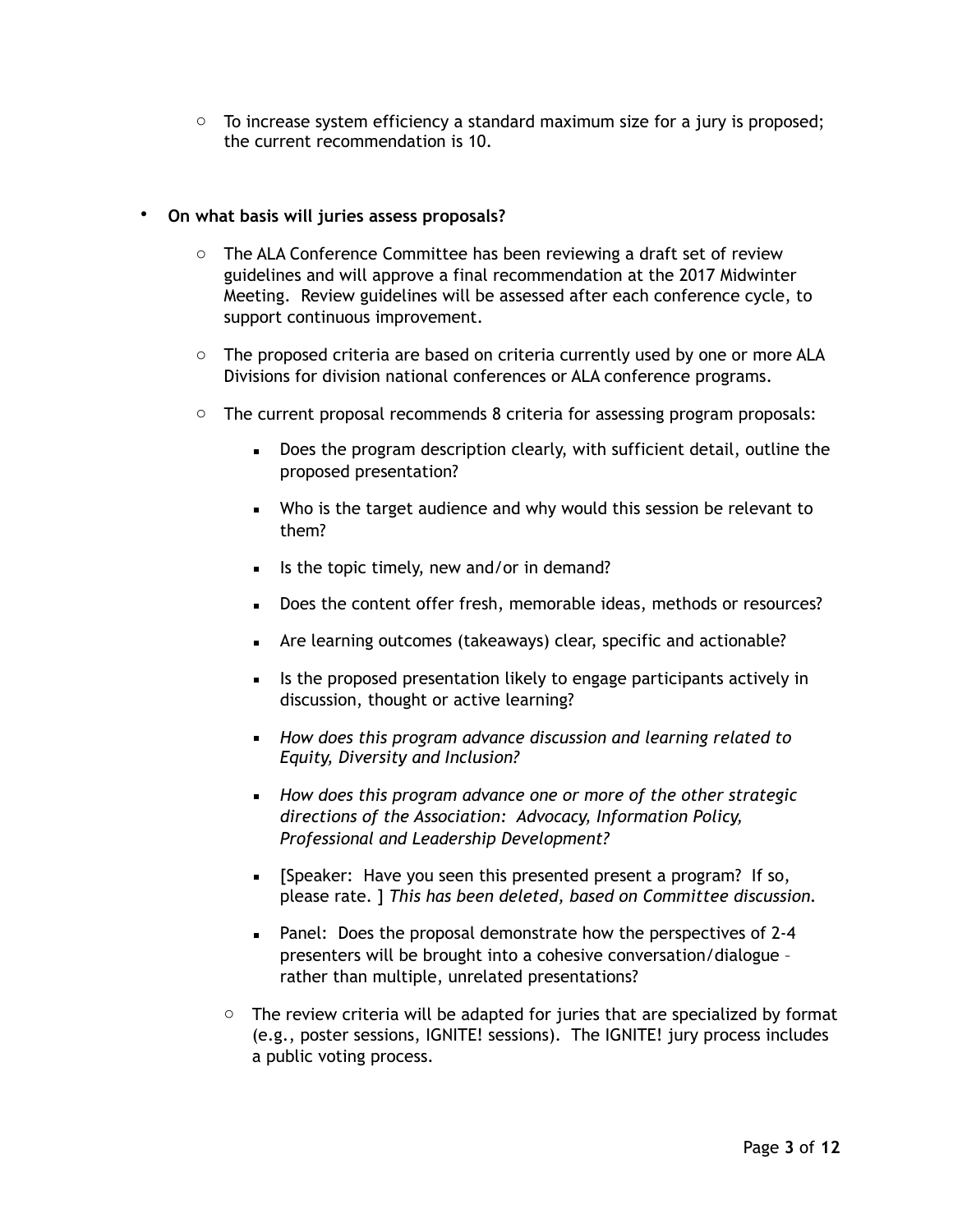- To increase system efficiency a standard maximum size for a jury is proposed; the current recommendation is 10.

- **On what basis will juries assess proposals?**

  - The ALA Conference Committee has been reviewing a draft set of review guidelines and will approve a final recommendation at the 2017 Midwinter Meeting. Review guidelines will be assessed after each conference cycle, to support continuous improvement.

  - The proposed criteria are based on criteria currently used by one or more ALA Divisions for division national conferences or ALA conference programs.

  - The current proposal recommends 8 criteria for assessing program proposals:

    - Does the program description clearly, with sufficient detail, outline the proposed presentation?

    - Who is the target audience and why would this session be relevant to them?

    - Is the topic timely, new and/or in demand?

    - Does the content offer fresh, memorable ideas, methods or resources?

    - Are learning outcomes (takeaways) clear, specific and actionable?

    - Is the proposed presentation likely to engage participants actively in discussion, thought or active learning?

    - *How does this program advance discussion and learning related to Equity, Diversity and Inclusion?*

    - *How does this program advance one or more of the other strategic directions of the Association: Advocacy, Information Policy, Professional and Leadership Development?*

    - [Speaker: Have you seen this presented present a program? If so, please rate. ] *This has been deleted, based on Committee discussion.*

    - Panel: Does the proposal demonstrate how the perspectives of 2-4 presenters will be brought into a cohesive conversation/dialogue – rather than multiple, unrelated presentations?

  - The review criteria will be adapted for juries that are specialized by format (e.g., poster sessions, IGNITE! sessions). The IGNITE! jury process includes a public voting process.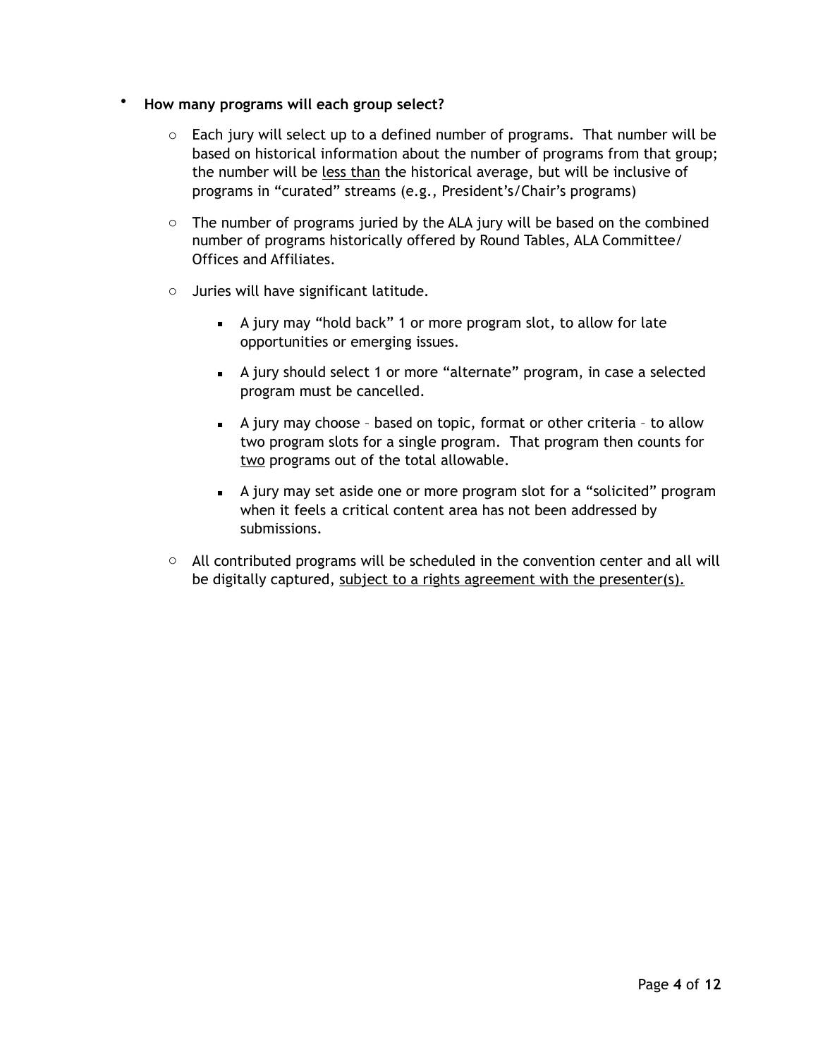- **How many programs will each group select?**
  - Each jury will select up to a defined number of programs. That number will be based on historical information about the number of programs from that group; the number will be <u>less than</u> the historical average, but will be inclusive of programs in "curated" streams (e.g., President's/Chair's programs)
  - The number of programs juried by the ALA jury will be based on the combined number of programs historically offered by Round Tables, ALA Committee/ Offices and Affiliates.
  - Juries will have significant latitude.
    - A jury may "hold back" 1 or more program slot, to allow for late opportunities or emerging issues.
    - A jury should select 1 or more "alternate" program, in case a selected program must be cancelled.
    - A jury may choose – based on topic, format or other criteria – to allow two program slots for a single program. That program then counts for <u>two</u> programs out of the total allowable.
    - A jury may set aside one or more program slot for a "solicited" program when it feels a critical content area has not been addressed by submissions.
  - All contributed programs will be scheduled in the convention center and all will be digitally captured, <u>subject to a rights agreement with the presenter(s).</u>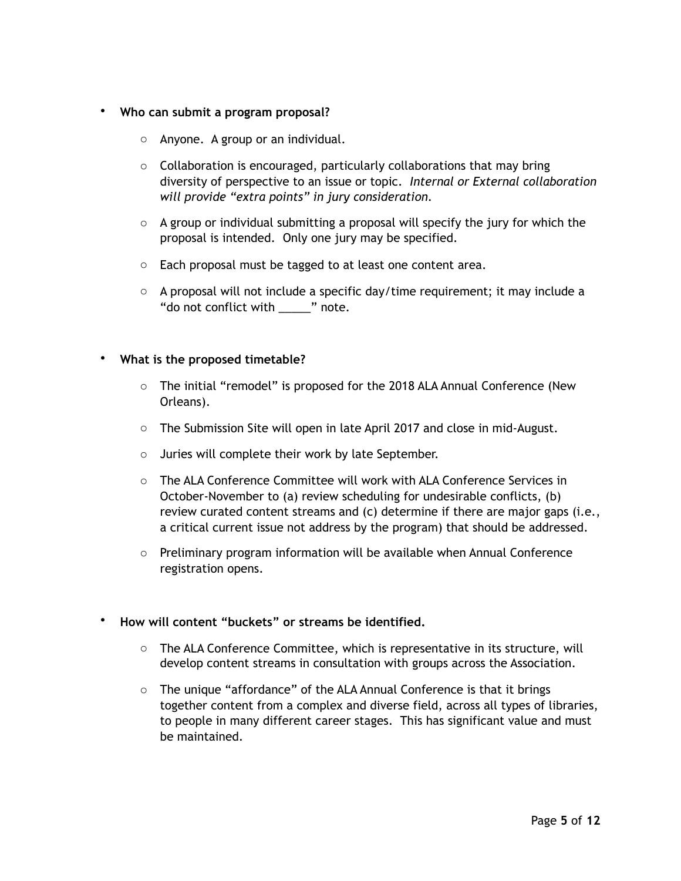- **Who can submit a program proposal?**
  - Anyone. A group or an individual.
  - Collaboration is encouraged, particularly collaborations that may bring diversity of perspective to an issue or topic. *Internal or External collaboration will provide "extra points" in jury consideration.*
  - A group or individual submitting a proposal will specify the jury for which the proposal is intended. Only one jury may be specified.
  - Each proposal must be tagged to at least one content area.
  - A proposal will not include a specific day/time requirement; it may include a "do not conflict with _____" note.

- **What is the proposed timetable?**
  - The initial "remodel" is proposed for the 2018 ALA Annual Conference (New Orleans).
  - The Submission Site will open in late April 2017 and close in mid-August.
  - Juries will complete their work by late September.
  - The ALA Conference Committee will work with ALA Conference Services in October-November to (a) review scheduling for undesirable conflicts, (b) review curated content streams and (c) determine if there are major gaps (i.e., a critical current issue not address by the program) that should be addressed.
  - Preliminary program information will be available when Annual Conference registration opens.

- **How will content "buckets" or streams be identified.**
  - The ALA Conference Committee, which is representative in its structure, will develop content streams in consultation with groups across the Association.
  - The unique "affordance" of the ALA Annual Conference is that it brings together content from a complex and diverse field, across all types of libraries, to people in many different career stages. This has significant value and must be maintained.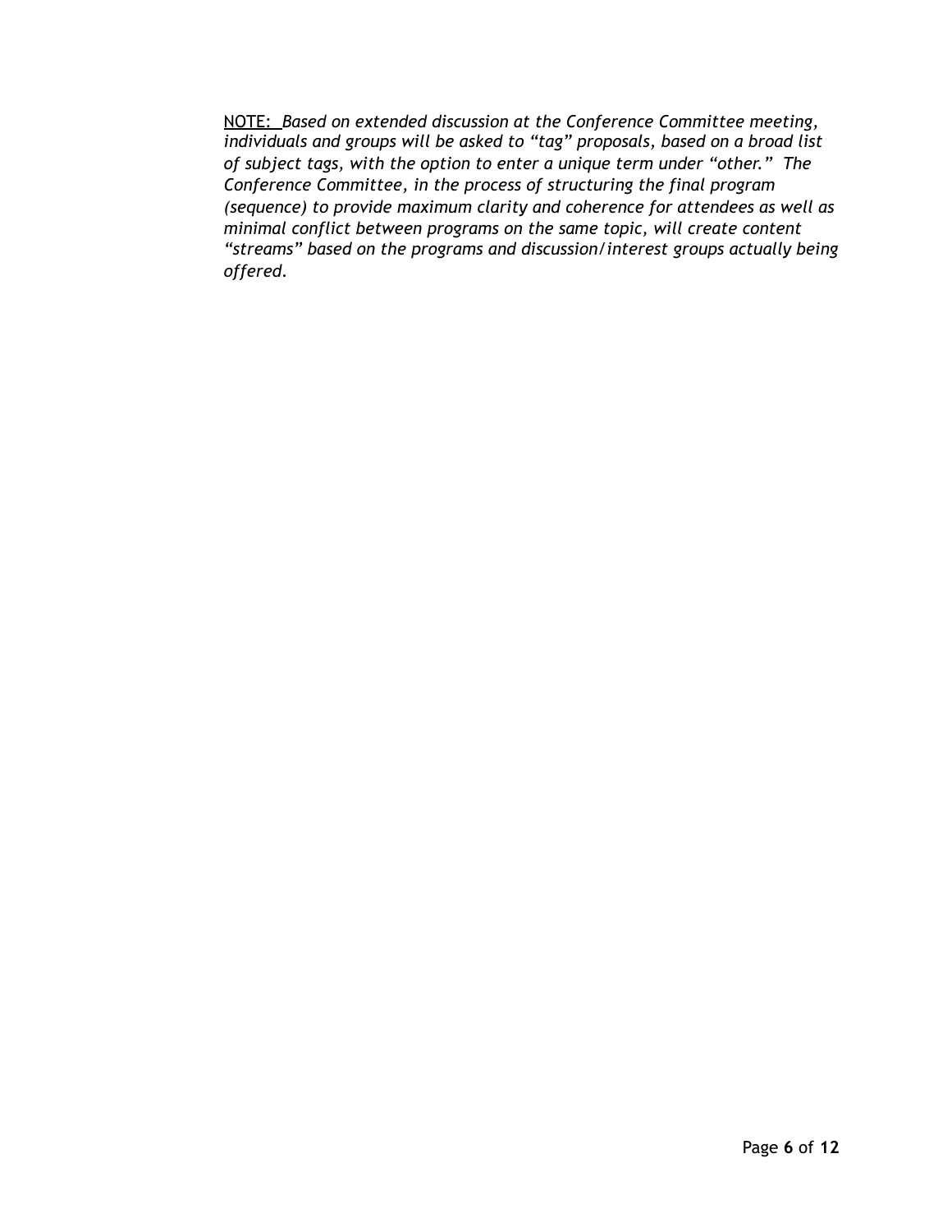<u>NOTE:</u> *Based on extended discussion at the Conference Committee meeting, individuals and groups will be asked to "tag" proposals, based on a broad list of subject tags, with the option to enter a unique term under "other." The Conference Committee, in the process of structuring the final program (sequence) to provide maximum clarity and coherence for attendees as well as minimal conflict between programs on the same topic, will create content "streams" based on the programs and discussion/interest groups actually being offered.*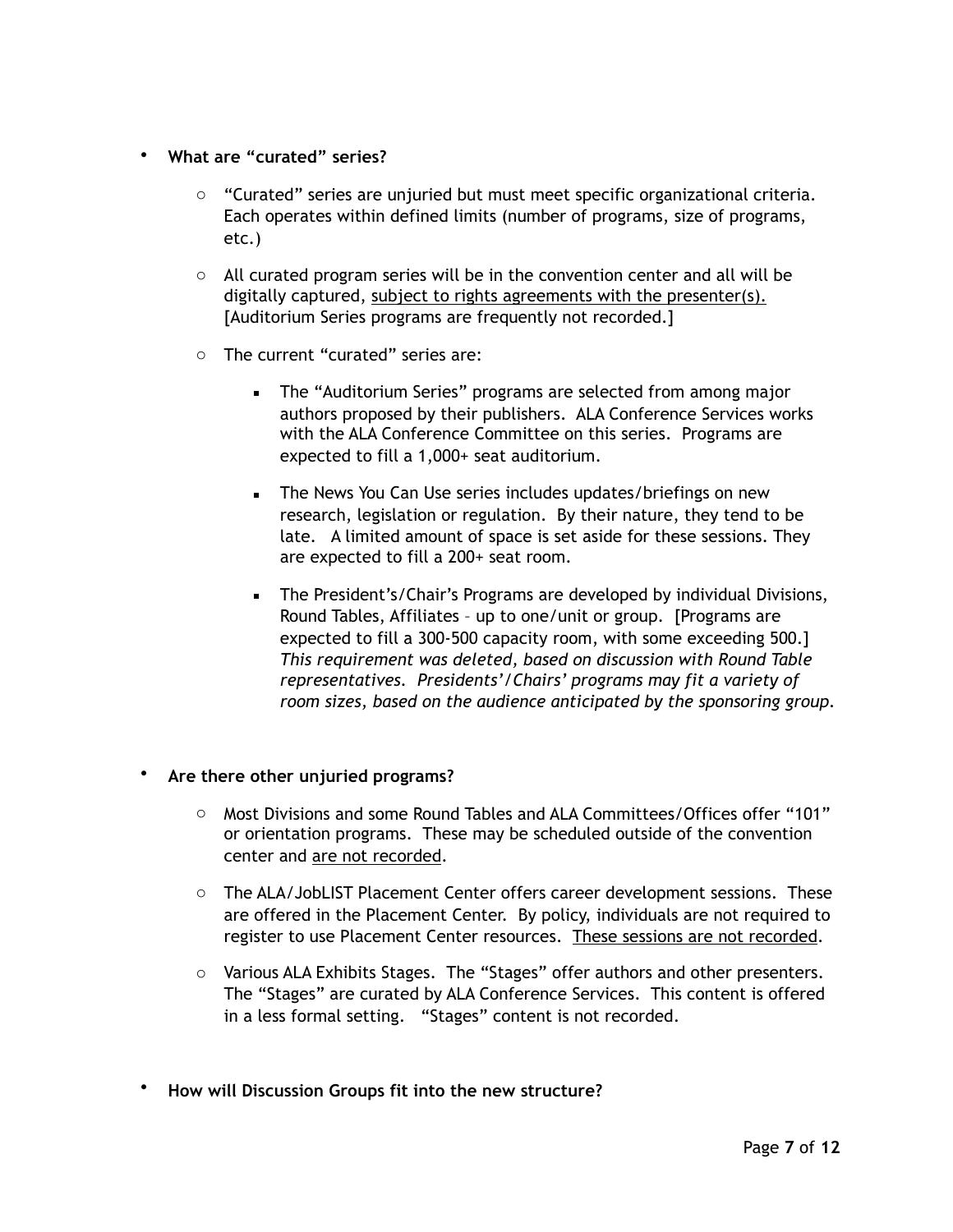- **What are "curated" series?**

    - "Curated" series are unjuried but must meet specific organizational criteria. Each operates within defined limits (number of programs, size of programs, etc.)

    - All curated program series will be in the convention center and all will be digitally captured, <u>subject to rights agreements with the presenter(s).</u> [Auditorium Series programs are frequently not recorded.]

    - The current "curated" series are:

        - The "Auditorium Series" programs are selected from among major authors proposed by their publishers. ALA Conference Services works with the ALA Conference Committee on this series. Programs are expected to fill a 1,000+ seat auditorium.

        - The News You Can Use series includes updates/briefings on new research, legislation or regulation. By their nature, they tend to be late. A limited amount of space is set aside for these sessions. They are expected to fill a 200+ seat room.

        - The President's/Chair's Programs are developed by individual Divisions, Round Tables, Affiliates – up to one/unit or group. [Programs are expected to fill a 300-500 capacity room, with some exceeding 500.] *This requirement was deleted, based on discussion with Round Table representatives. Presidents'/Chairs' programs may fit a variety of room sizes, based on the audience anticipated by the sponsoring group.*

- **Are there other unjuried programs?**

    - Most Divisions and some Round Tables and ALA Committees/Offices offer "101" or orientation programs. These may be scheduled outside of the convention center and <u>are not recorded</u>.

    - The ALA/JobLIST Placement Center offers career development sessions. These are offered in the Placement Center. By policy, individuals are not required to register to use Placement Center resources. <u>These sessions are not recorded</u>.

    - Various ALA Exhibits Stages. The "Stages" offer authors and other presenters. The "Stages" are curated by ALA Conference Services. This content is offered in a less formal setting. "Stages" content is not recorded.

- **How will Discussion Groups fit into the new structure?**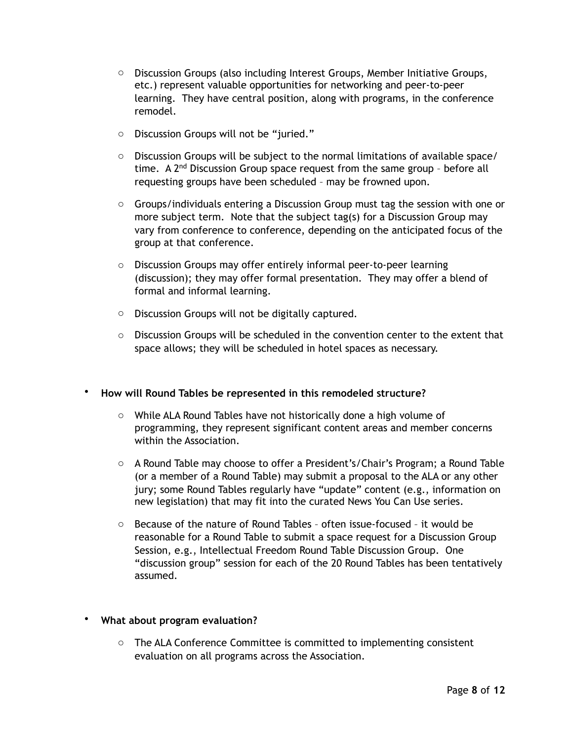- Discussion Groups (also including Interest Groups, Member Initiative Groups, etc.) represent valuable opportunities for networking and peer-to-peer learning. They have central position, along with programs, in the conference remodel.

- Discussion Groups will not be "juried."

- Discussion Groups will be subject to the normal limitations of available space/ time. A 2nd Discussion Group space request from the same group – before all requesting groups have been scheduled – may be frowned upon.

- Groups/individuals entering a Discussion Group must tag the session with one or more subject term. Note that the subject tag(s) for a Discussion Group may vary from conference to conference, depending on the anticipated focus of the group at that conference.

- Discussion Groups may offer entirely informal peer-to-peer learning (discussion); they may offer formal presentation. They may offer a blend of formal and informal learning.

- Discussion Groups will not be digitally captured.

- Discussion Groups will be scheduled in the convention center to the extent that space allows; they will be scheduled in hotel spaces as necessary.

- **How will Round Tables be represented in this remodeled structure?**

  - While ALA Round Tables have not historically done a high volume of programming, they represent significant content areas and member concerns within the Association.

  - A Round Table may choose to offer a President's/Chair's Program; a Round Table (or a member of a Round Table) may submit a proposal to the ALA or any other jury; some Round Tables regularly have "update" content (e.g., information on new legislation) that may fit into the curated News You Can Use series.

  - Because of the nature of Round Tables – often issue-focused – it would be reasonable for a Round Table to submit a space request for a Discussion Group Session, e.g., Intellectual Freedom Round Table Discussion Group. One "discussion group" session for each of the 20 Round Tables has been tentatively assumed.

- **What about program evaluation?**

  - The ALA Conference Committee is committed to implementing consistent evaluation on all programs across the Association.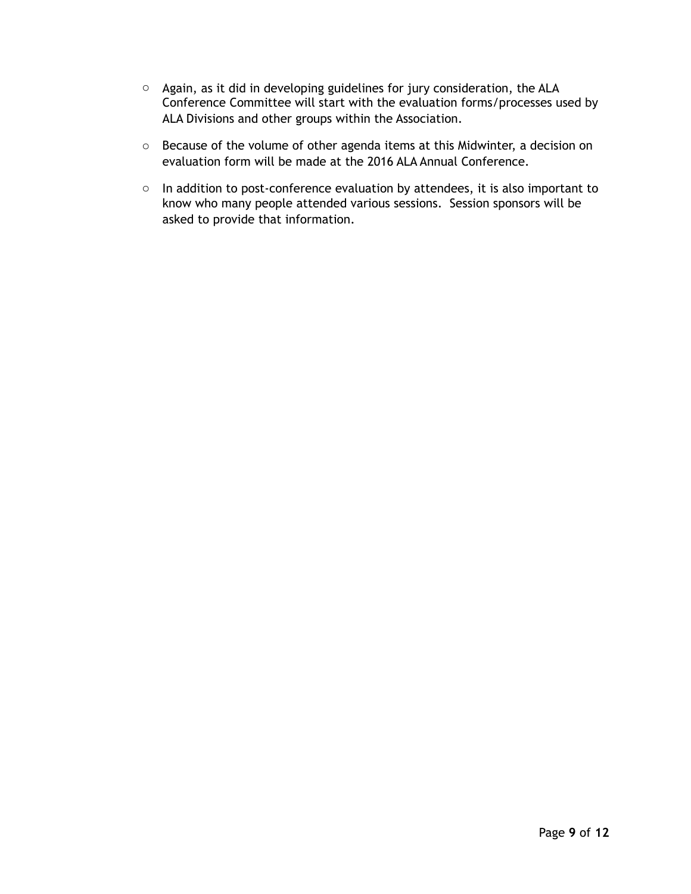- Again, as it did in developing guidelines for jury consideration, the ALA Conference Committee will start with the evaluation forms/processes used by ALA Divisions and other groups within the Association.
- Because of the volume of other agenda items at this Midwinter, a decision on evaluation form will be made at the 2016 ALA Annual Conference.
- In addition to post-conference evaluation by attendees, it is also important to know who many people attended various sessions. Session sponsors will be asked to provide that information.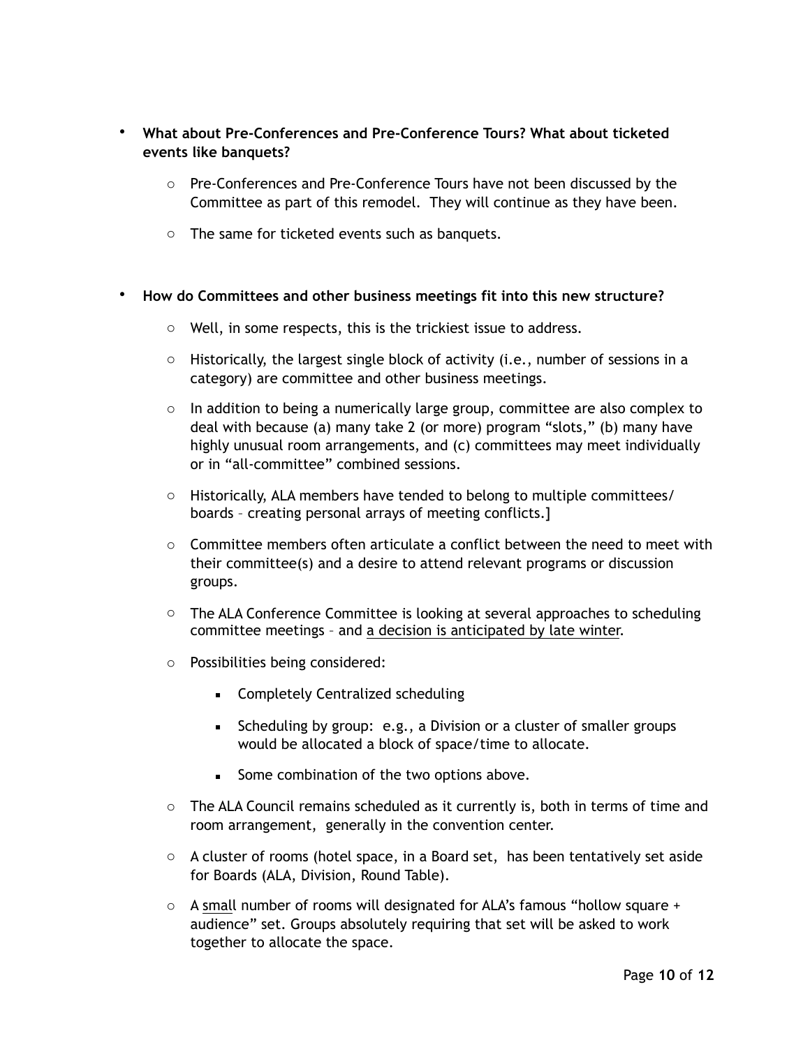- **What about Pre-Conferences and Pre-Conference Tours? What about ticketed events like banquets?**
  - Pre-Conferences and Pre-Conference Tours have not been discussed by the Committee as part of this remodel. They will continue as they have been.
  - The same for ticketed events such as banquets.

- **How do Committees and other business meetings fit into this new structure?**
  - Well, in some respects, this is the trickiest issue to address.
  - Historically, the largest single block of activity (i.e., number of sessions in a category) are committee and other business meetings.
  - In addition to being a numerically large group, committee are also complex to deal with because (a) many take 2 (or more) program "slots," (b) many have highly unusual room arrangements, and (c) committees may meet individually or in "all-committee" combined sessions.
  - Historically, ALA members have tended to belong to multiple committees/ boards – creating personal arrays of meeting conflicts.]
  - Committee members often articulate a conflict between the need to meet with their committee(s) and a desire to attend relevant programs or discussion groups.
  - The ALA Conference Committee is looking at several approaches to scheduling committee meetings – and <u>a decision is anticipated by late winter</u>.
  - Possibilities being considered:
    - Completely Centralized scheduling
    - Scheduling by group: e.g., a Division or a cluster of smaller groups would be allocated a block of space/time to allocate.
    - Some combination of the two options above.
  - The ALA Council remains scheduled as it currently is, both in terms of time and room arrangement, generally in the convention center.
  - A cluster of rooms (hotel space, in a Board set, has been tentatively set aside for Boards (ALA, Division, Round Table).
  - A <u>small</u> number of rooms will designated for ALA's famous "hollow square + audience" set. Groups absolutely requiring that set will be asked to work together to allocate the space.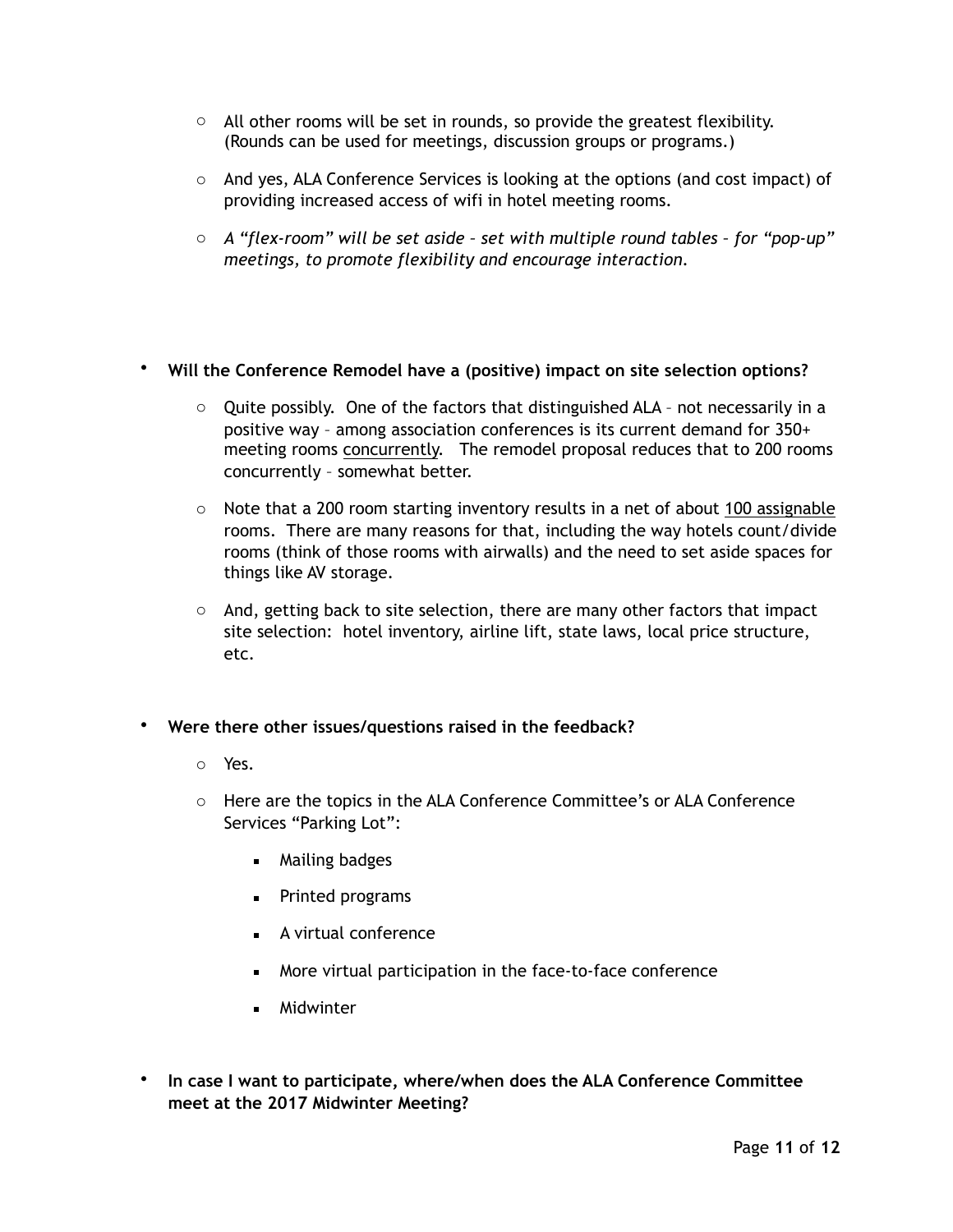- All other rooms will be set in rounds, so provide the greatest flexibility. (Rounds can be used for meetings, discussion groups or programs.)
- And yes, ALA Conference Services is looking at the options (and cost impact) of providing increased access of wifi in hotel meeting rooms.
- *A "flex-room" will be set aside – set with multiple round tables – for "pop-up" meetings, to promote flexibility and encourage interaction.*

- **Will the Conference Remodel have a (positive) impact on site selection options?**
  - Quite possibly. One of the factors that distinguished ALA – not necessarily in a positive way – among association conferences is its current demand for 350+ meeting rooms <u>concurrently</u>. The remodel proposal reduces that to 200 rooms concurrently – somewhat better.
  - Note that a 200 room starting inventory results in a net of about <u>100 assignable</u> rooms. There are many reasons for that, including the way hotels count/divide rooms (think of those rooms with airwalls) and the need to set aside spaces for things like AV storage.
  - And, getting back to site selection, there are many other factors that impact site selection: hotel inventory, airline lift, state laws, local price structure, etc.

- **Were there other issues/questions raised in the feedback?**
  - Yes.
  - Here are the topics in the ALA Conference Committee's or ALA Conference Services "Parking Lot":
    - Mailing badges
    - Printed programs
    - A virtual conference
    - More virtual participation in the face-to-face conference
    - Midwinter

- **In case I want to participate, where/when does the ALA Conference Committee meet at the 2017 Midwinter Meeting?**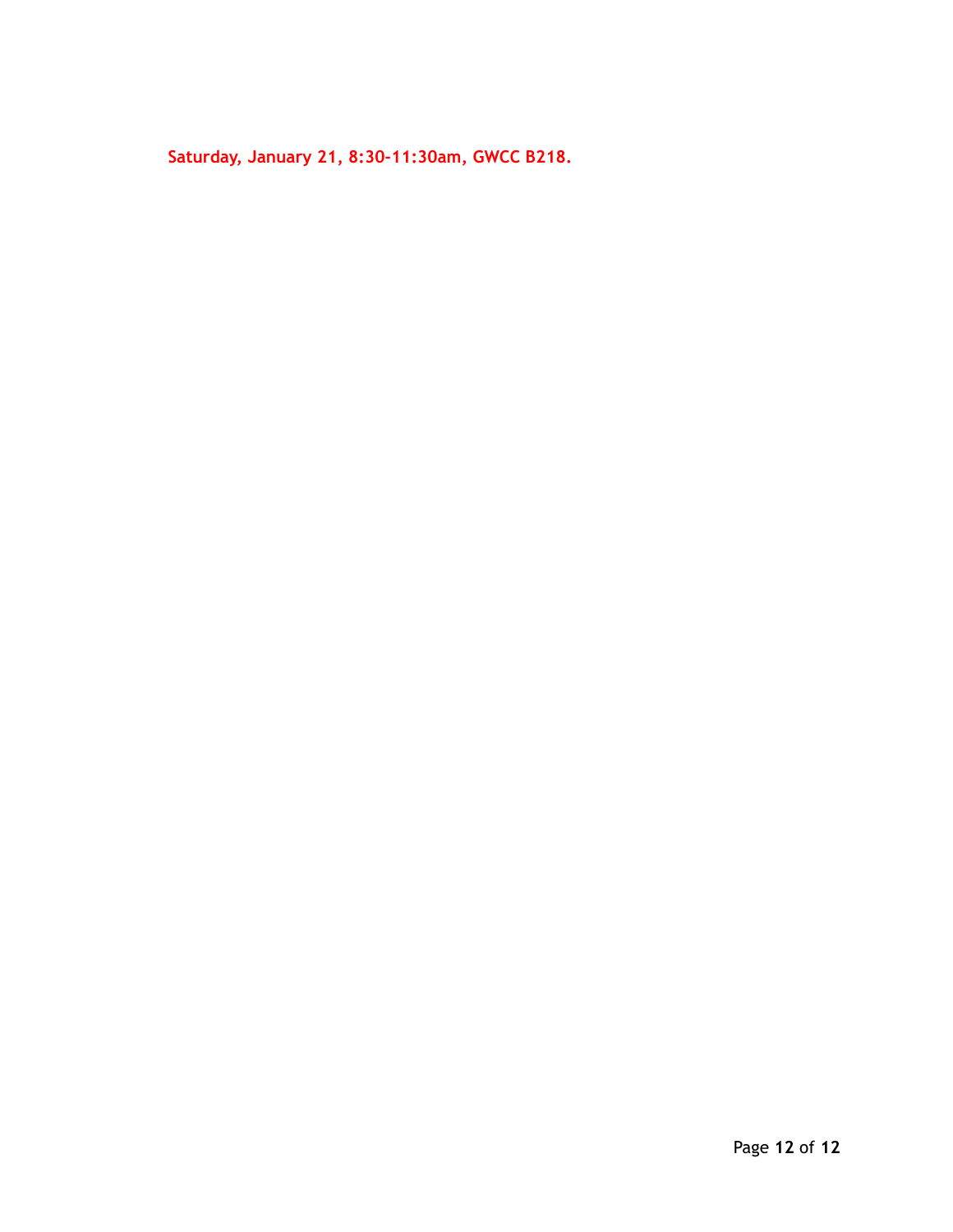**Saturday, January 21, 8:30-11:30am, GWCC B218.**